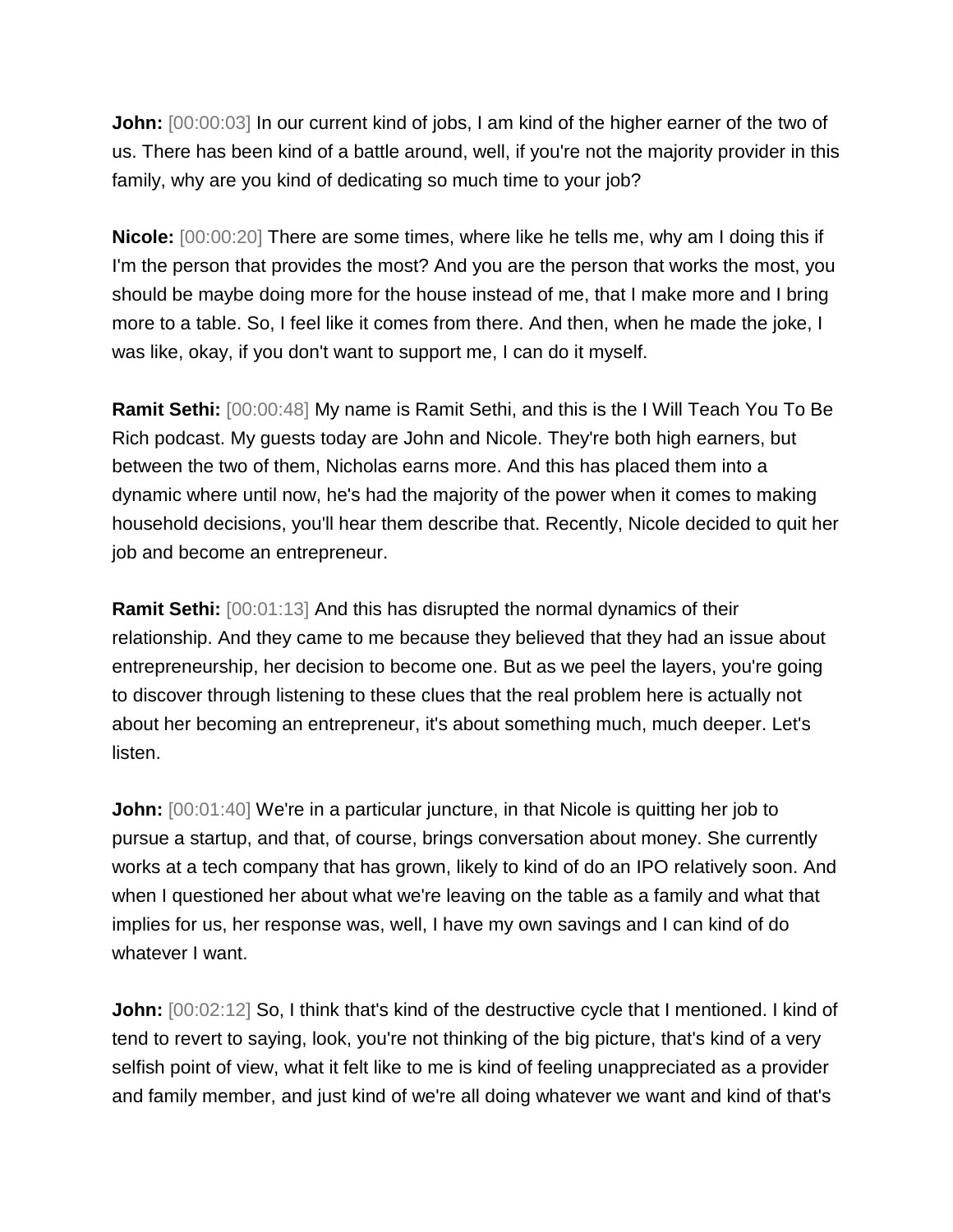**John:** [00:00:03] In our current kind of jobs, I am kind of the higher earner of the two of us. There has been kind of a battle around, well, if you're not the majority provider in this family, why are you kind of dedicating so much time to your job?

**Nicole:** [00:00:20] There are some times, where like he tells me, why am I doing this if I'm the person that provides the most? And you are the person that works the most, you should be maybe doing more for the house instead of me, that I make more and I bring more to a table. So, I feel like it comes from there. And then, when he made the joke, I was like, okay, if you don't want to support me, I can do it myself.

**Ramit Sethi:** [00:00:48] My name is Ramit Sethi, and this is the I Will Teach You To Be Rich podcast. My guests today are John and Nicole. They're both high earners, but between the two of them, Nicholas earns more. And this has placed them into a dynamic where until now, he's had the majority of the power when it comes to making household decisions, you'll hear them describe that. Recently, Nicole decided to quit her job and become an entrepreneur.

**Ramit Sethi:** [00:01:13] And this has disrupted the normal dynamics of their relationship. And they came to me because they believed that they had an issue about entrepreneurship, her decision to become one. But as we peel the layers, you're going to discover through listening to these clues that the real problem here is actually not about her becoming an entrepreneur, it's about something much, much deeper. Let's listen.

**John:** [00:01:40] We're in a particular juncture, in that Nicole is quitting her job to pursue a startup, and that, of course, brings conversation about money. She currently works at a tech company that has grown, likely to kind of do an IPO relatively soon. And when I questioned her about what we're leaving on the table as a family and what that implies for us, her response was, well, I have my own savings and I can kind of do whatever I want.

**John:** [00:02:12] So, I think that's kind of the destructive cycle that I mentioned. I kind of tend to revert to saying, look, you're not thinking of the big picture, that's kind of a very selfish point of view, what it felt like to me is kind of feeling unappreciated as a provider and family member, and just kind of we're all doing whatever we want and kind of that's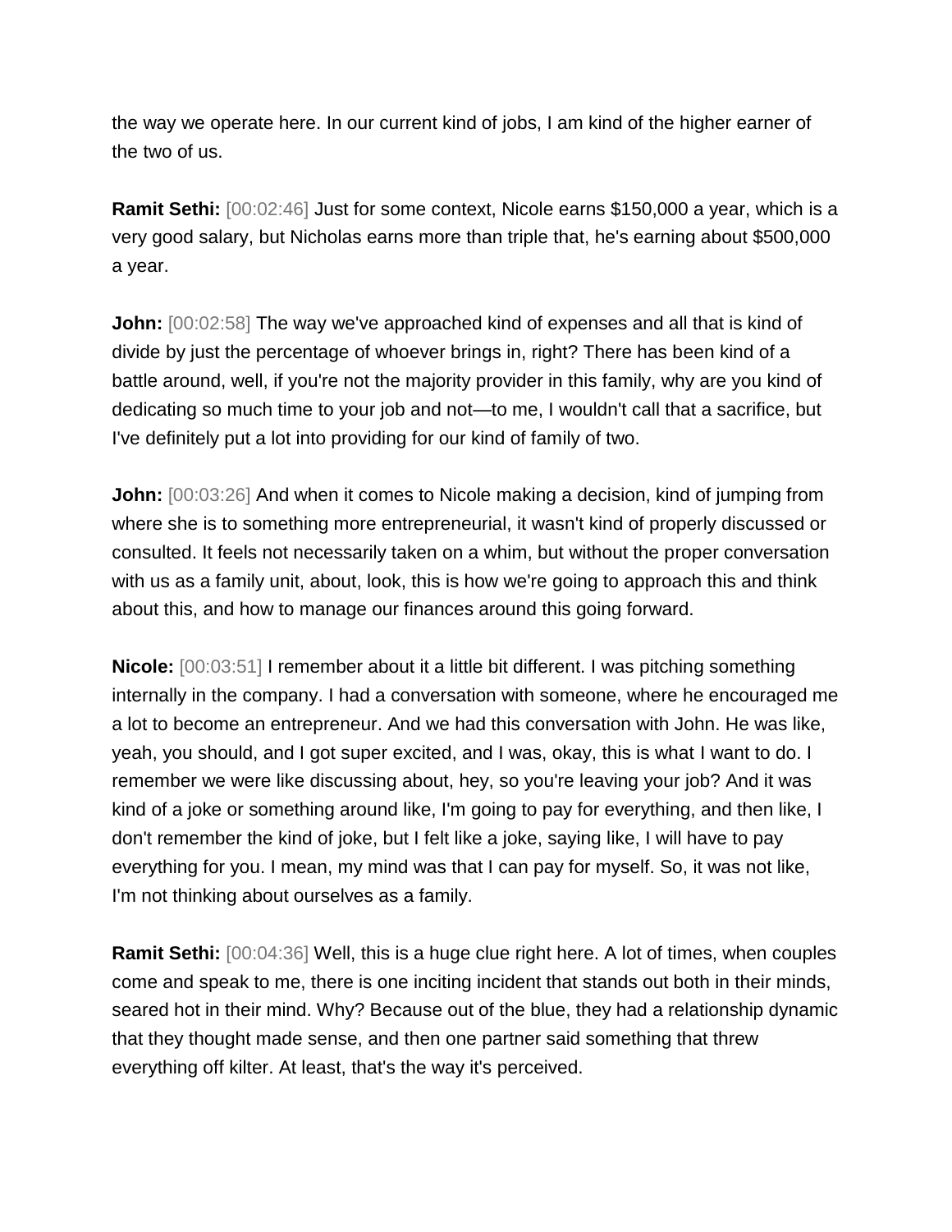the way we operate here. In our current kind of jobs, I am kind of the higher earner of the two of us.

**Ramit Sethi:** [00:02:46] Just for some context, Nicole earns $150,000 a year, which is a very good salary, but Nicholas earns more than triple that, he's earning about $500,000 a year.

**John:** [00:02:58] The way we've approached kind of expenses and all that is kind of divide by just the percentage of whoever brings in, right? There has been kind of a battle around, well, if you're not the majority provider in this family, why are you kind of dedicating so much time to your job and not—to me, I wouldn't call that a sacrifice, but I've definitely put a lot into providing for our kind of family of two.

**John:** [00:03:26] And when it comes to Nicole making a decision, kind of jumping from where she is to something more entrepreneurial, it wasn't kind of properly discussed or consulted. It feels not necessarily taken on a whim, but without the proper conversation with us as a family unit, about, look, this is how we're going to approach this and think about this, and how to manage our finances around this going forward.

**Nicole:** [00:03:51] I remember about it a little bit different. I was pitching something internally in the company. I had a conversation with someone, where he encouraged me a lot to become an entrepreneur. And we had this conversation with John. He was like, yeah, you should, and I got super excited, and I was, okay, this is what I want to do. I remember we were like discussing about, hey, so you're leaving your job? And it was kind of a joke or something around like, I'm going to pay for everything, and then like, I don't remember the kind of joke, but I felt like a joke, saying like, I will have to pay everything for you. I mean, my mind was that I can pay for myself. So, it was not like, I'm not thinking about ourselves as a family.

**Ramit Sethi:** [00:04:36] Well, this is a huge clue right here. A lot of times, when couples come and speak to me, there is one inciting incident that stands out both in their minds, seared hot in their mind. Why? Because out of the blue, they had a relationship dynamic that they thought made sense, and then one partner said something that threw everything off kilter. At least, that's the way it's perceived.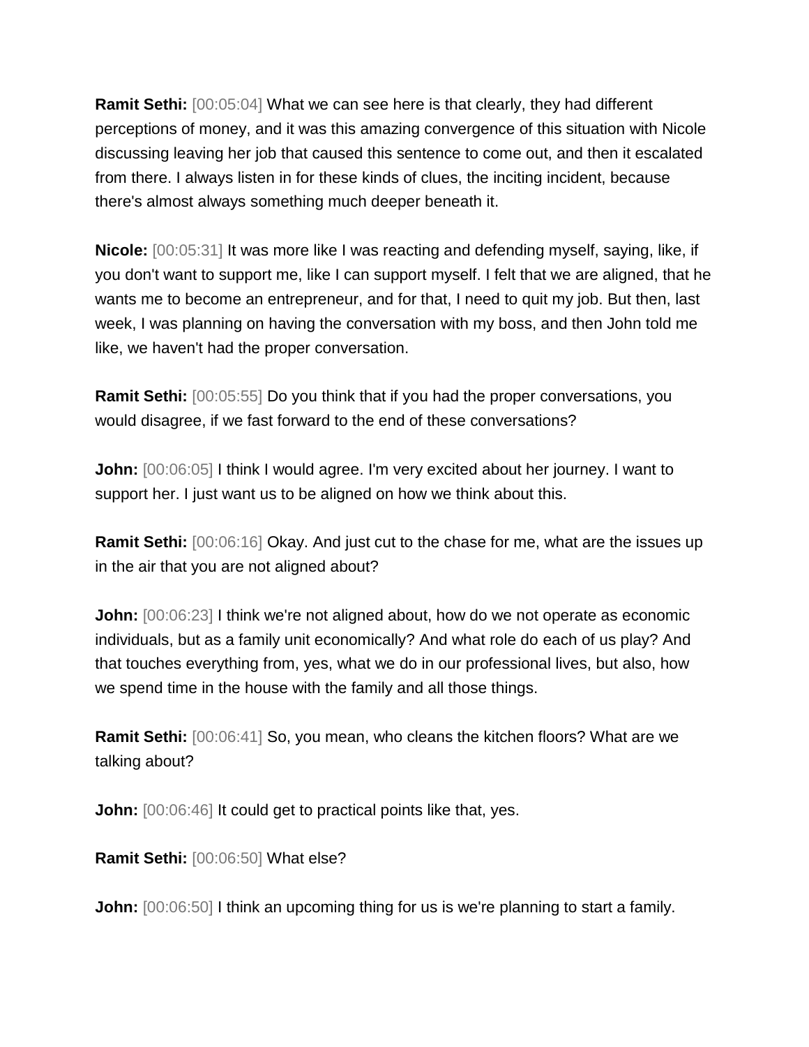**Ramit Sethi:** [00:05:04] What we can see here is that clearly, they had different perceptions of money, and it was this amazing convergence of this situation with Nicole discussing leaving her job that caused this sentence to come out, and then it escalated from there. I always listen in for these kinds of clues, the inciting incident, because there's almost always something much deeper beneath it.

**Nicole:** [00:05:31] It was more like I was reacting and defending myself, saying, like, if you don't want to support me, like I can support myself. I felt that we are aligned, that he wants me to become an entrepreneur, and for that, I need to quit my job. But then, last week, I was planning on having the conversation with my boss, and then John told me like, we haven't had the proper conversation.

**Ramit Sethi:** [00:05:55] Do you think that if you had the proper conversations, you would disagree, if we fast forward to the end of these conversations?

**John:** [00:06:05] I think I would agree. I'm very excited about her journey. I want to support her. I just want us to be aligned on how we think about this.

**Ramit Sethi:** [00:06:16] Okay. And just cut to the chase for me, what are the issues up in the air that you are not aligned about?

**John:** [00:06:23] I think we're not aligned about, how do we not operate as economic individuals, but as a family unit economically? And what role do each of us play? And that touches everything from, yes, what we do in our professional lives, but also, how we spend time in the house with the family and all those things.

**Ramit Sethi:** [00:06:41] So, you mean, who cleans the kitchen floors? What are we talking about?

**John:** [00:06:46] It could get to practical points like that, yes.

**Ramit Sethi:** [00:06:50] What else?

**John:** [00:06:50] I think an upcoming thing for us is we're planning to start a family.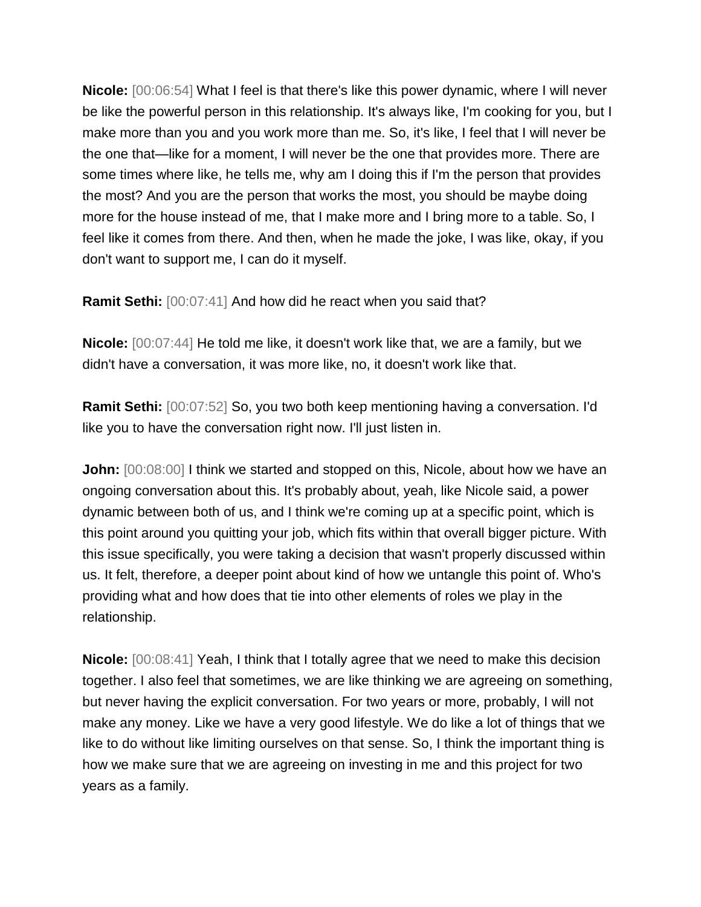**Nicole:** [00:06:54] What I feel is that there's like this power dynamic, where I will never be like the powerful person in this relationship. It's always like, I'm cooking for you, but I make more than you and you work more than me. So, it's like, I feel that I will never be the one that—like for a moment, I will never be the one that provides more. There are some times where like, he tells me, why am I doing this if I'm the person that provides the most? And you are the person that works the most, you should be maybe doing more for the house instead of me, that I make more and I bring more to a table. So, I feel like it comes from there. And then, when he made the joke, I was like, okay, if you don't want to support me, I can do it myself.

**Ramit Sethi:** [00:07:41] And how did he react when you said that?

**Nicole:** [00:07:44] He told me like, it doesn't work like that, we are a family, but we didn't have a conversation, it was more like, no, it doesn't work like that.

**Ramit Sethi:** [00:07:52] So, you two both keep mentioning having a conversation. I'd like you to have the conversation right now. I'll just listen in.

**John:** [00:08:00] I think we started and stopped on this, Nicole, about how we have an ongoing conversation about this. It's probably about, yeah, like Nicole said, a power dynamic between both of us, and I think we're coming up at a specific point, which is this point around you quitting your job, which fits within that overall bigger picture. With this issue specifically, you were taking a decision that wasn't properly discussed within us. It felt, therefore, a deeper point about kind of how we untangle this point of. Who's providing what and how does that tie into other elements of roles we play in the relationship.

**Nicole:** [00:08:41] Yeah, I think that I totally agree that we need to make this decision together. I also feel that sometimes, we are like thinking we are agreeing on something, but never having the explicit conversation. For two years or more, probably, I will not make any money. Like we have a very good lifestyle. We do like a lot of things that we like to do without like limiting ourselves on that sense. So, I think the important thing is how we make sure that we are agreeing on investing in me and this project for two years as a family.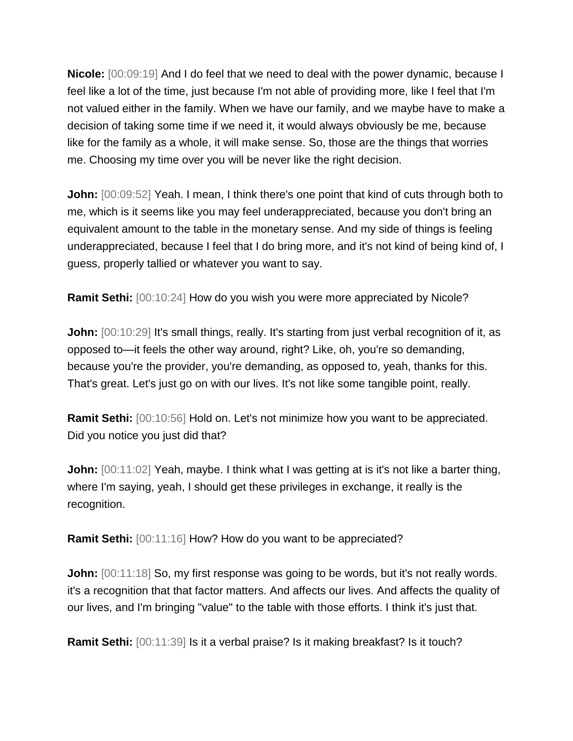**Nicole:** [00:09:19] And I do feel that we need to deal with the power dynamic, because I feel like a lot of the time, just because I'm not able of providing more, like I feel that I'm not valued either in the family. When we have our family, and we maybe have to make a decision of taking some time if we need it, it would always obviously be me, because like for the family as a whole, it will make sense. So, those are the things that worries me. Choosing my time over you will be never like the right decision.

**John:** [00:09:52] Yeah. I mean, I think there's one point that kind of cuts through both to me, which is it seems like you may feel underappreciated, because you don't bring an equivalent amount to the table in the monetary sense. And my side of things is feeling underappreciated, because I feel that I do bring more, and it's not kind of being kind of, I guess, properly tallied or whatever you want to say.

**Ramit Sethi:** [00:10:24] How do you wish you were more appreciated by Nicole?

**John:** [00:10:29] It's small things, really. It's starting from just verbal recognition of it, as opposed to—it feels the other way around, right? Like, oh, you're so demanding, because you're the provider, you're demanding, as opposed to, yeah, thanks for this. That's great. Let's just go on with our lives. It's not like some tangible point, really.

**Ramit Sethi:** [00:10:56] Hold on. Let's not minimize how you want to be appreciated. Did you notice you just did that?

**John:** [00:11:02] Yeah, maybe. I think what I was getting at is it's not like a barter thing, where I'm saying, yeah, I should get these privileges in exchange, it really is the recognition.

**Ramit Sethi:** [00:11:16] How? How do you want to be appreciated?

**John:** [00:11:18] So, my first response was going to be words, but it's not really words. it's a recognition that that factor matters. And affects our lives. And affects the quality of our lives, and I'm bringing "value" to the table with those efforts. I think it's just that.

**Ramit Sethi:** [00:11:39] Is it a verbal praise? Is it making breakfast? Is it touch?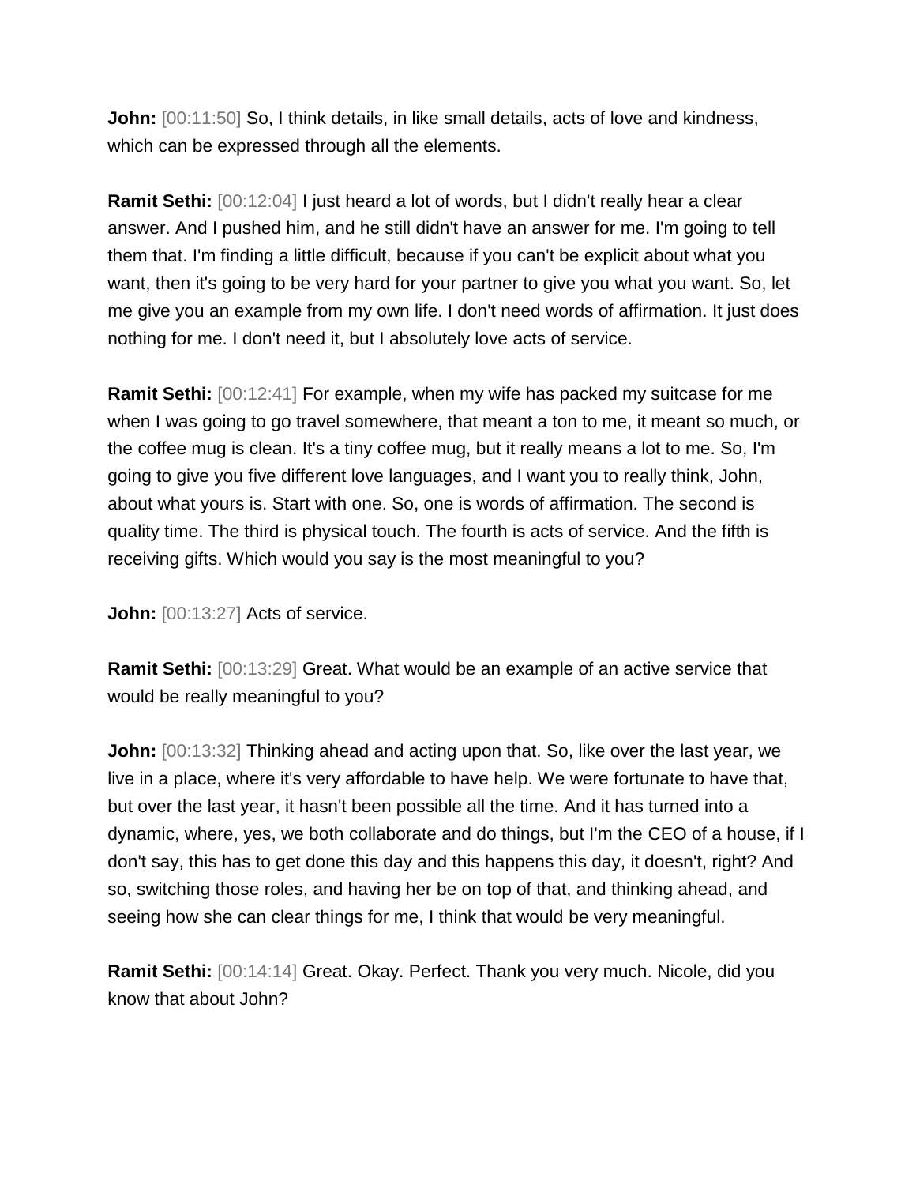**John:** [00:11:50] So, I think details, in like small details, acts of love and kindness, which can be expressed through all the elements.

**Ramit Sethi:** [00:12:04] I just heard a lot of words, but I didn't really hear a clear answer. And I pushed him, and he still didn't have an answer for me. I'm going to tell them that. I'm finding a little difficult, because if you can't be explicit about what you want, then it's going to be very hard for your partner to give you what you want. So, let me give you an example from my own life. I don't need words of affirmation. It just does nothing for me. I don't need it, but I absolutely love acts of service.

**Ramit Sethi:** [00:12:41] For example, when my wife has packed my suitcase for me when I was going to go travel somewhere, that meant a ton to me, it meant so much, or the coffee mug is clean. It's a tiny coffee mug, but it really means a lot to me. So, I'm going to give you five different love languages, and I want you to really think, John, about what yours is. Start with one. So, one is words of affirmation. The second is quality time. The third is physical touch. The fourth is acts of service. And the fifth is receiving gifts. Which would you say is the most meaningful to you?

**John:** [00:13:27] Acts of service.

**Ramit Sethi:** [00:13:29] Great. What would be an example of an active service that would be really meaningful to you?

**John:** [00:13:32] Thinking ahead and acting upon that. So, like over the last year, we live in a place, where it's very affordable to have help. We were fortunate to have that, but over the last year, it hasn't been possible all the time. And it has turned into a dynamic, where, yes, we both collaborate and do things, but I'm the CEO of a house, if I don't say, this has to get done this day and this happens this day, it doesn't, right? And so, switching those roles, and having her be on top of that, and thinking ahead, and seeing how she can clear things for me, I think that would be very meaningful.

**Ramit Sethi:** [00:14:14] Great. Okay. Perfect. Thank you very much. Nicole, did you know that about John?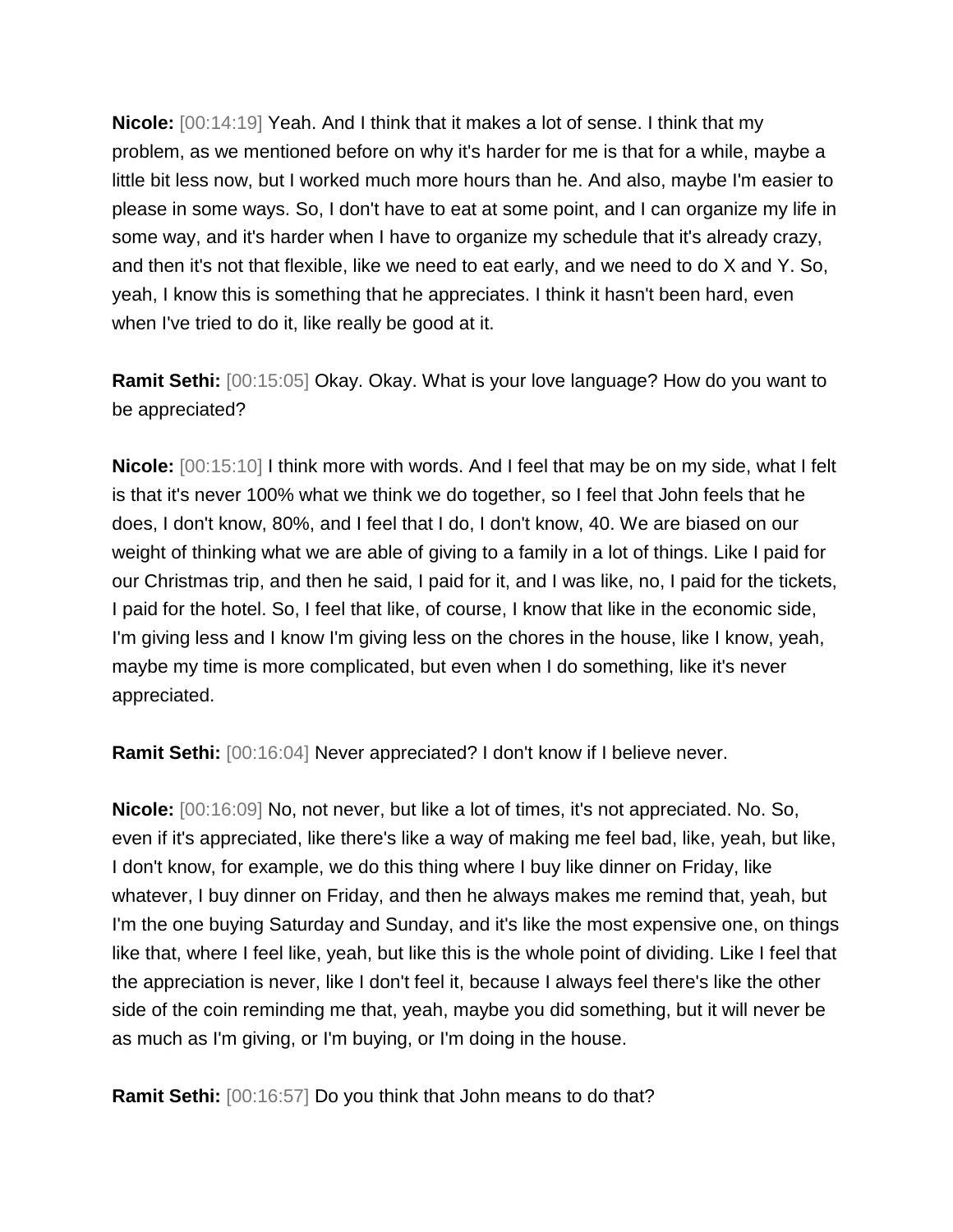**Nicole:** [00:14:19] Yeah. And I think that it makes a lot of sense. I think that my problem, as we mentioned before on why it's harder for me is that for a while, maybe a little bit less now, but I worked much more hours than he. And also, maybe I'm easier to please in some ways. So, I don't have to eat at some point, and I can organize my life in some way, and it's harder when I have to organize my schedule that it's already crazy, and then it's not that flexible, like we need to eat early, and we need to do X and Y. So, yeah, I know this is something that he appreciates. I think it hasn't been hard, even when I've tried to do it, like really be good at it.

**Ramit Sethi:** [00:15:05] Okay. Okay. What is your love language? How do you want to be appreciated?

**Nicole:** [00:15:10] I think more with words. And I feel that may be on my side, what I felt is that it's never 100% what we think we do together, so I feel that John feels that he does, I don't know, 80%, and I feel that I do, I don't know, 40. We are biased on our weight of thinking what we are able of giving to a family in a lot of things. Like I paid for our Christmas trip, and then he said, I paid for it, and I was like, no, I paid for the tickets, I paid for the hotel. So, I feel that like, of course, I know that like in the economic side, I'm giving less and I know I'm giving less on the chores in the house, like I know, yeah, maybe my time is more complicated, but even when I do something, like it's never appreciated.

**Ramit Sethi:** [00:16:04] Never appreciated? I don't know if I believe never.

**Nicole:** [00:16:09] No, not never, but like a lot of times, it's not appreciated. No. So, even if it's appreciated, like there's like a way of making me feel bad, like, yeah, but like, I don't know, for example, we do this thing where I buy like dinner on Friday, like whatever, I buy dinner on Friday, and then he always makes me remind that, yeah, but I'm the one buying Saturday and Sunday, and it's like the most expensive one, on things like that, where I feel like, yeah, but like this is the whole point of dividing. Like I feel that the appreciation is never, like I don't feel it, because I always feel there's like the other side of the coin reminding me that, yeah, maybe you did something, but it will never be as much as I'm giving, or I'm buying, or I'm doing in the house.

**Ramit Sethi:** [00:16:57] Do you think that John means to do that?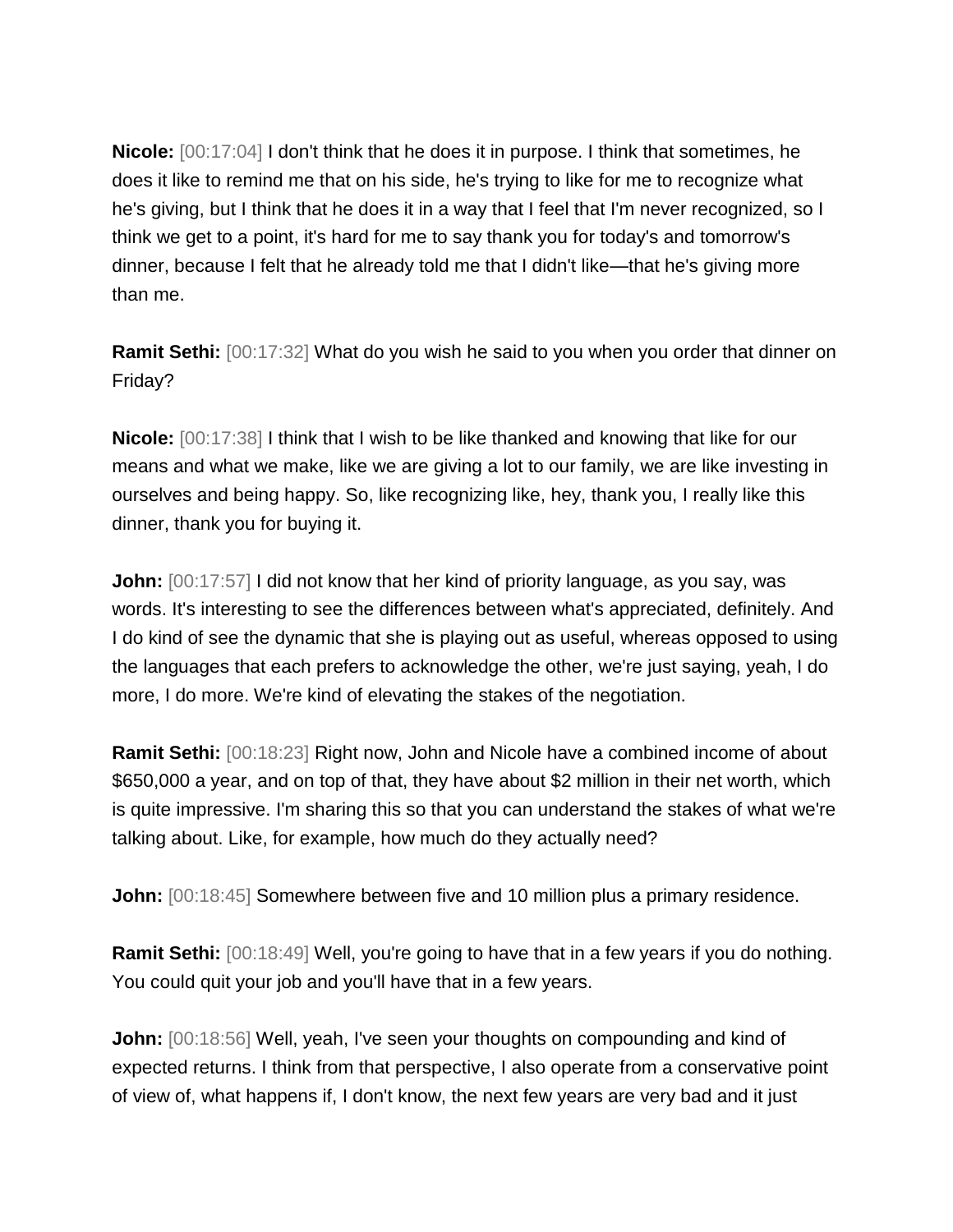**Nicole:** [00:17:04] I don't think that he does it in purpose. I think that sometimes, he does it like to remind me that on his side, he's trying to like for me to recognize what he's giving, but I think that he does it in a way that I feel that I'm never recognized, so I think we get to a point, it's hard for me to say thank you for today's and tomorrow's dinner, because I felt that he already told me that I didn't like—that he's giving more than me.

**Ramit Sethi:** [00:17:32] What do you wish he said to you when you order that dinner on Friday?

**Nicole:** [00:17:38] I think that I wish to be like thanked and knowing that like for our means and what we make, like we are giving a lot to our family, we are like investing in ourselves and being happy. So, like recognizing like, hey, thank you, I really like this dinner, thank you for buying it.

**John:** [00:17:57] I did not know that her kind of priority language, as you say, was words. It's interesting to see the differences between what's appreciated, definitely. And I do kind of see the dynamic that she is playing out as useful, whereas opposed to using the languages that each prefers to acknowledge the other, we're just saying, yeah, I do more, I do more. We're kind of elevating the stakes of the negotiation.

**Ramit Sethi:** [00:18:23] Right now, John and Nicole have a combined income of about $650,000 a year, and on top of that, they have about $2 million in their net worth, which is quite impressive. I'm sharing this so that you can understand the stakes of what we're talking about. Like, for example, how much do they actually need?

**John:** [00:18:45] Somewhere between five and 10 million plus a primary residence.

**Ramit Sethi:** [00:18:49] Well, you're going to have that in a few years if you do nothing. You could quit your job and you'll have that in a few years.

**John:** [00:18:56] Well, yeah, I've seen your thoughts on compounding and kind of expected returns. I think from that perspective, I also operate from a conservative point of view of, what happens if, I don't know, the next few years are very bad and it just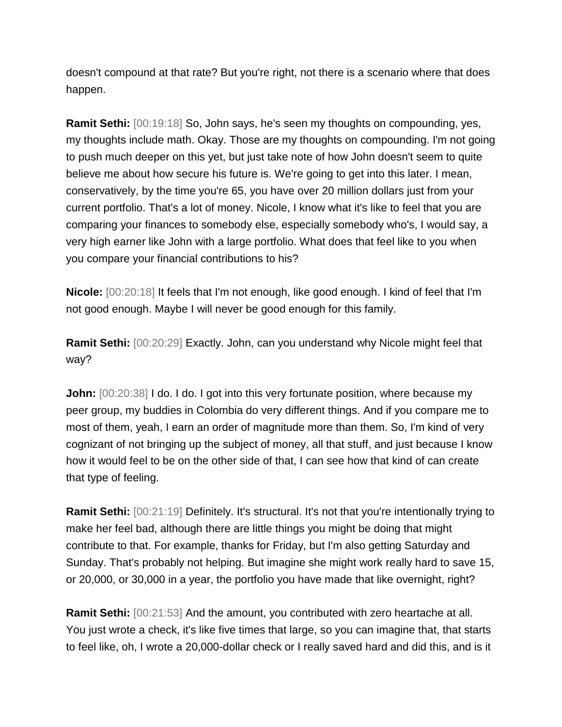doesn't compound at that rate? But you're right, not there is a scenario where that does happen.

**Ramit Sethi:** [00:19:18] So, John says, he's seen my thoughts on compounding, yes, my thoughts include math. Okay. Those are my thoughts on compounding. I'm not going to push much deeper on this yet, but just take note of how John doesn't seem to quite believe me about how secure his future is. We're going to get into this later. I mean, conservatively, by the time you're 65, you have over 20 million dollars just from your current portfolio. That's a lot of money. Nicole, I know what it's like to feel that you are comparing your finances to somebody else, especially somebody who's, I would say, a very high earner like John with a large portfolio. What does that feel like to you when you compare your financial contributions to his?

**Nicole:** [00:20:18] It feels that I'm not enough, like good enough. I kind of feel that I'm not good enough. Maybe I will never be good enough for this family.

**Ramit Sethi:** [00:20:29] Exactly. John, can you understand why Nicole might feel that way?

**John:** [00:20:38] I do. I do. I got into this very fortunate position, where because my peer group, my buddies in Colombia do very different things. And if you compare me to most of them, yeah, I earn an order of magnitude more than them. So, I'm kind of very cognizant of not bringing up the subject of money, all that stuff, and just because I know how it would feel to be on the other side of that, I can see how that kind of can create that type of feeling.

**Ramit Sethi:** [00:21:19] Definitely. It's structural. It's not that you're intentionally trying to make her feel bad, although there are little things you might be doing that might contribute to that. For example, thanks for Friday, but I'm also getting Saturday and Sunday. That's probably not helping. But imagine she might work really hard to save 15, or 20,000, or 30,000 in a year, the portfolio you have made that like overnight, right?

**Ramit Sethi:** [00:21:53] And the amount, you contributed with zero heartache at all. You just wrote a check, it's like five times that large, so you can imagine that, that starts to feel like, oh, I wrote a 20,000-dollar check or I really saved hard and did this, and is it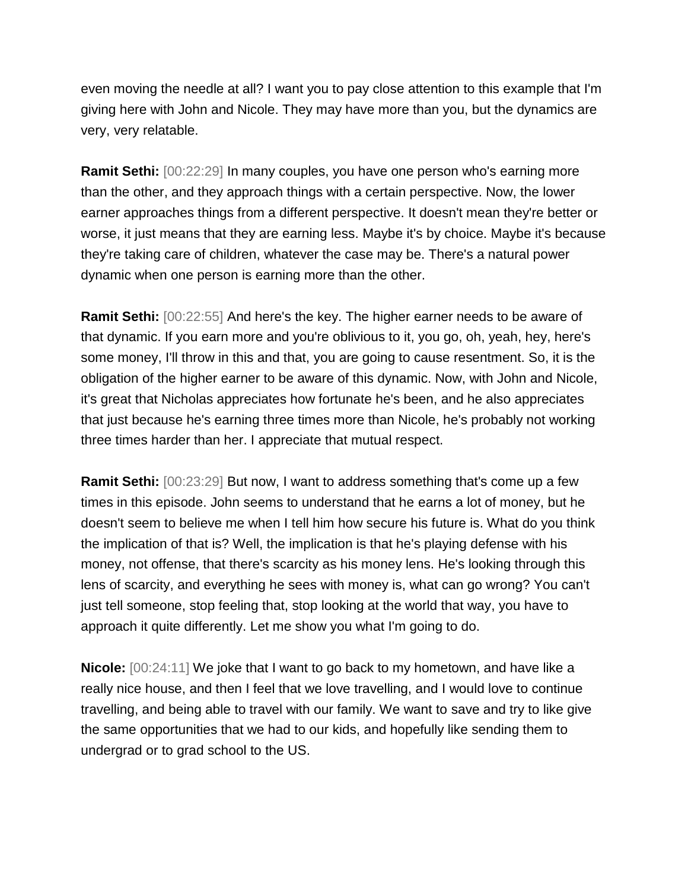even moving the needle at all? I want you to pay close attention to this example that I'm giving here with John and Nicole. They may have more than you, but the dynamics are very, very relatable.

**Ramit Sethi:** [00:22:29] In many couples, you have one person who's earning more than the other, and they approach things with a certain perspective. Now, the lower earner approaches things from a different perspective. It doesn't mean they're better or worse, it just means that they are earning less. Maybe it's by choice. Maybe it's because they're taking care of children, whatever the case may be. There's a natural power dynamic when one person is earning more than the other.

**Ramit Sethi:** [00:22:55] And here's the key. The higher earner needs to be aware of that dynamic. If you earn more and you're oblivious to it, you go, oh, yeah, hey, here's some money, I'll throw in this and that, you are going to cause resentment. So, it is the obligation of the higher earner to be aware of this dynamic. Now, with John and Nicole, it's great that Nicholas appreciates how fortunate he's been, and he also appreciates that just because he's earning three times more than Nicole, he's probably not working three times harder than her. I appreciate that mutual respect.

**Ramit Sethi:** [00:23:29] But now, I want to address something that's come up a few times in this episode. John seems to understand that he earns a lot of money, but he doesn't seem to believe me when I tell him how secure his future is. What do you think the implication of that is? Well, the implication is that he's playing defense with his money, not offense, that there's scarcity as his money lens. He's looking through this lens of scarcity, and everything he sees with money is, what can go wrong? You can't just tell someone, stop feeling that, stop looking at the world that way, you have to approach it quite differently. Let me show you what I'm going to do.

**Nicole:** [00:24:11] We joke that I want to go back to my hometown, and have like a really nice house, and then I feel that we love travelling, and I would love to continue travelling, and being able to travel with our family. We want to save and try to like give the same opportunities that we had to our kids, and hopefully like sending them to undergrad or to grad school to the US.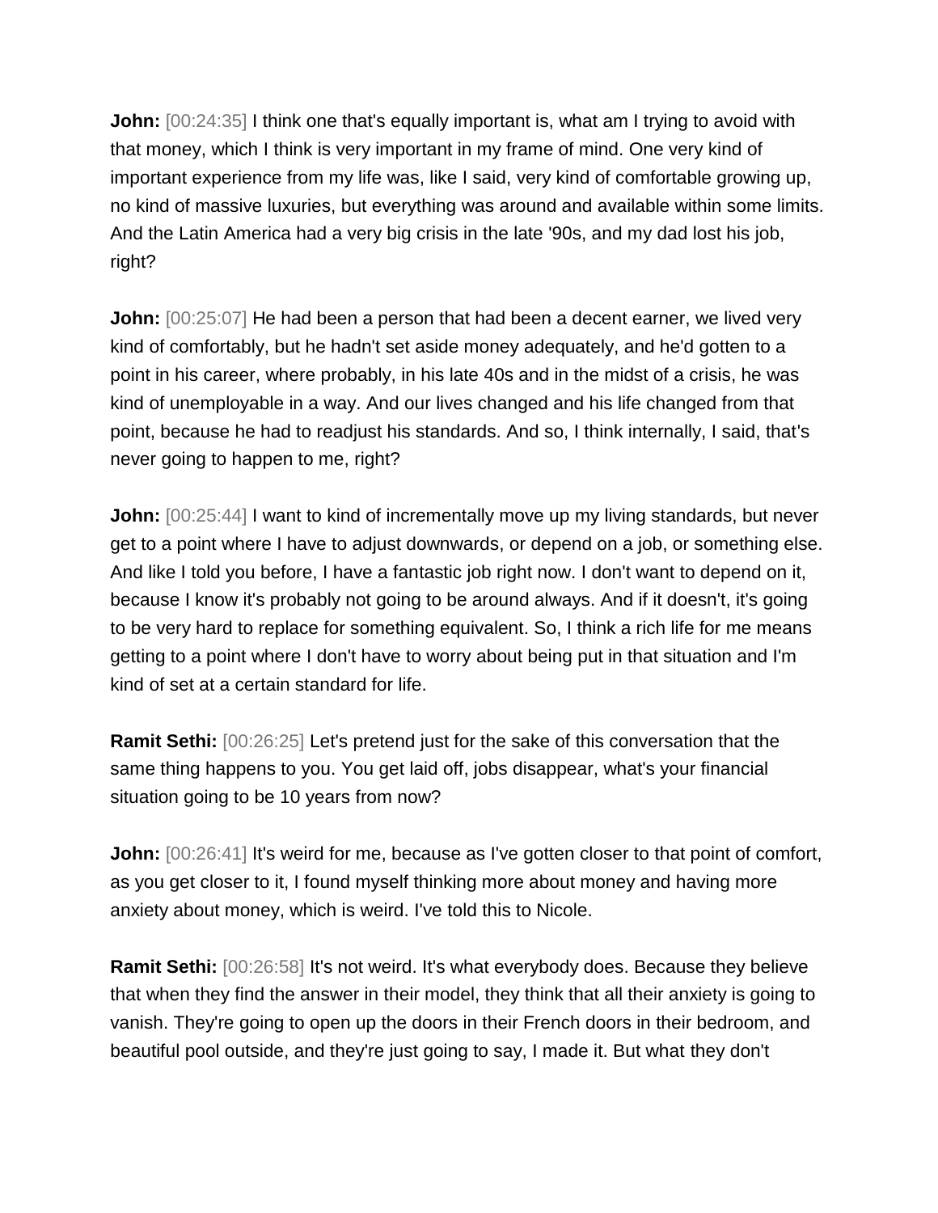**John:** [00:24:35] I think one that's equally important is, what am I trying to avoid with that money, which I think is very important in my frame of mind. One very kind of important experience from my life was, like I said, very kind of comfortable growing up, no kind of massive luxuries, but everything was around and available within some limits. And the Latin America had a very big crisis in the late '90s, and my dad lost his job, right?

**John:** [00:25:07] He had been a person that had been a decent earner, we lived very kind of comfortably, but he hadn't set aside money adequately, and he'd gotten to a point in his career, where probably, in his late 40s and in the midst of a crisis, he was kind of unemployable in a way. And our lives changed and his life changed from that point, because he had to readjust his standards. And so, I think internally, I said, that's never going to happen to me, right?

**John:** [00:25:44] I want to kind of incrementally move up my living standards, but never get to a point where I have to adjust downwards, or depend on a job, or something else. And like I told you before, I have a fantastic job right now. I don't want to depend on it, because I know it's probably not going to be around always. And if it doesn't, it's going to be very hard to replace for something equivalent. So, I think a rich life for me means getting to a point where I don't have to worry about being put in that situation and I'm kind of set at a certain standard for life.

**Ramit Sethi:** [00:26:25] Let's pretend just for the sake of this conversation that the same thing happens to you. You get laid off, jobs disappear, what's your financial situation going to be 10 years from now?

**John:** [00:26:41] It's weird for me, because as I've gotten closer to that point of comfort, as you get closer to it, I found myself thinking more about money and having more anxiety about money, which is weird. I've told this to Nicole.

**Ramit Sethi:** [00:26:58] It's not weird. It's what everybody does. Because they believe that when they find the answer in their model, they think that all their anxiety is going to vanish. They're going to open up the doors in their French doors in their bedroom, and beautiful pool outside, and they're just going to say, I made it. But what they don't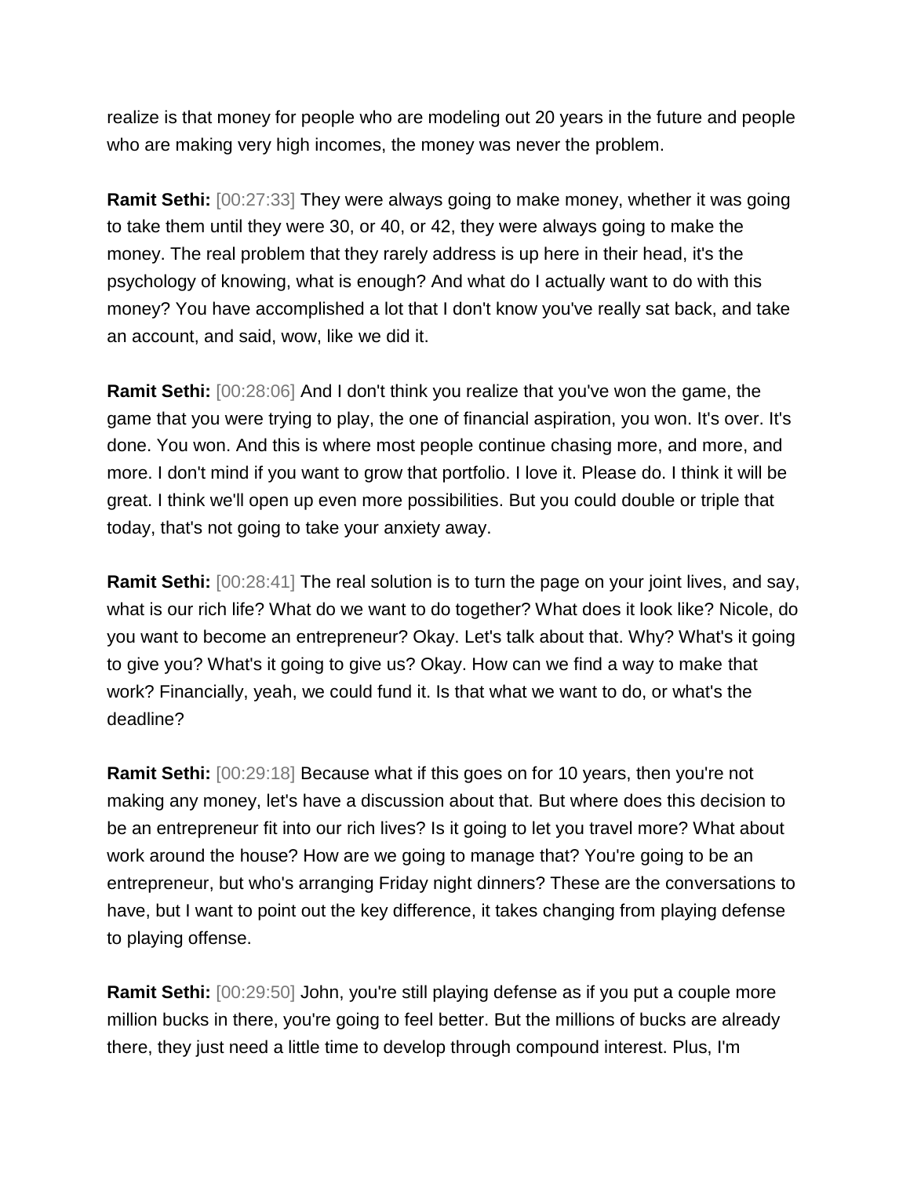realize is that money for people who are modeling out 20 years in the future and people who are making very high incomes, the money was never the problem.

**Ramit Sethi:** [00:27:33] They were always going to make money, whether it was going to take them until they were 30, or 40, or 42, they were always going to make the money. The real problem that they rarely address is up here in their head, it's the psychology of knowing, what is enough? And what do I actually want to do with this money? You have accomplished a lot that I don't know you've really sat back, and take an account, and said, wow, like we did it.

**Ramit Sethi:** [00:28:06] And I don't think you realize that you've won the game, the game that you were trying to play, the one of financial aspiration, you won. It's over. It's done. You won. And this is where most people continue chasing more, and more, and more. I don't mind if you want to grow that portfolio. I love it. Please do. I think it will be great. I think we'll open up even more possibilities. But you could double or triple that today, that's not going to take your anxiety away.

**Ramit Sethi:** [00:28:41] The real solution is to turn the page on your joint lives, and say, what is our rich life? What do we want to do together? What does it look like? Nicole, do you want to become an entrepreneur? Okay. Let's talk about that. Why? What's it going to give you? What's it going to give us? Okay. How can we find a way to make that work? Financially, yeah, we could fund it. Is that what we want to do, or what's the deadline?

**Ramit Sethi:** [00:29:18] Because what if this goes on for 10 years, then you're not making any money, let's have a discussion about that. But where does this decision to be an entrepreneur fit into our rich lives? Is it going to let you travel more? What about work around the house? How are we going to manage that? You're going to be an entrepreneur, but who's arranging Friday night dinners? These are the conversations to have, but I want to point out the key difference, it takes changing from playing defense to playing offense.

**Ramit Sethi:** [00:29:50] John, you're still playing defense as if you put a couple more million bucks in there, you're going to feel better. But the millions of bucks are already there, they just need a little time to develop through compound interest. Plus, I'm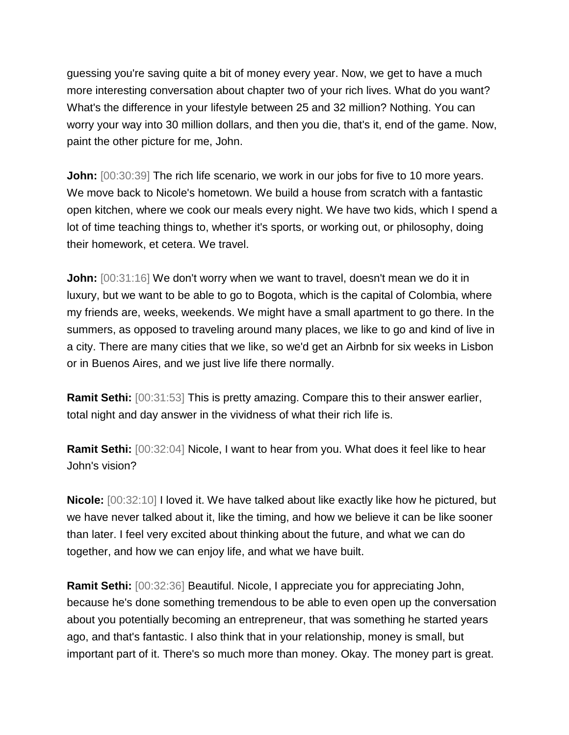guessing you're saving quite a bit of money every year. Now, we get to have a much more interesting conversation about chapter two of your rich lives. What do you want? What's the difference in your lifestyle between 25 and 32 million? Nothing. You can worry your way into 30 million dollars, and then you die, that's it, end of the game. Now, paint the other picture for me, John.

**John:** [00:30:39] The rich life scenario, we work in our jobs for five to 10 more years. We move back to Nicole's hometown. We build a house from scratch with a fantastic open kitchen, where we cook our meals every night. We have two kids, which I spend a lot of time teaching things to, whether it's sports, or working out, or philosophy, doing their homework, et cetera. We travel.

**John:** [00:31:16] We don't worry when we want to travel, doesn't mean we do it in luxury, but we want to be able to go to Bogota, which is the capital of Colombia, where my friends are, weeks, weekends. We might have a small apartment to go there. In the summers, as opposed to traveling around many places, we like to go and kind of live in a city. There are many cities that we like, so we'd get an Airbnb for six weeks in Lisbon or in Buenos Aires, and we just live life there normally.

**Ramit Sethi:** [00:31:53] This is pretty amazing. Compare this to their answer earlier, total night and day answer in the vividness of what their rich life is.

**Ramit Sethi:** [00:32:04] Nicole, I want to hear from you. What does it feel like to hear John's vision?

**Nicole:** [00:32:10] I loved it. We have talked about like exactly like how he pictured, but we have never talked about it, like the timing, and how we believe it can be like sooner than later. I feel very excited about thinking about the future, and what we can do together, and how we can enjoy life, and what we have built.

**Ramit Sethi:** [00:32:36] Beautiful. Nicole, I appreciate you for appreciating John, because he's done something tremendous to be able to even open up the conversation about you potentially becoming an entrepreneur, that was something he started years ago, and that's fantastic. I also think that in your relationship, money is small, but important part of it. There's so much more than money. Okay. The money part is great.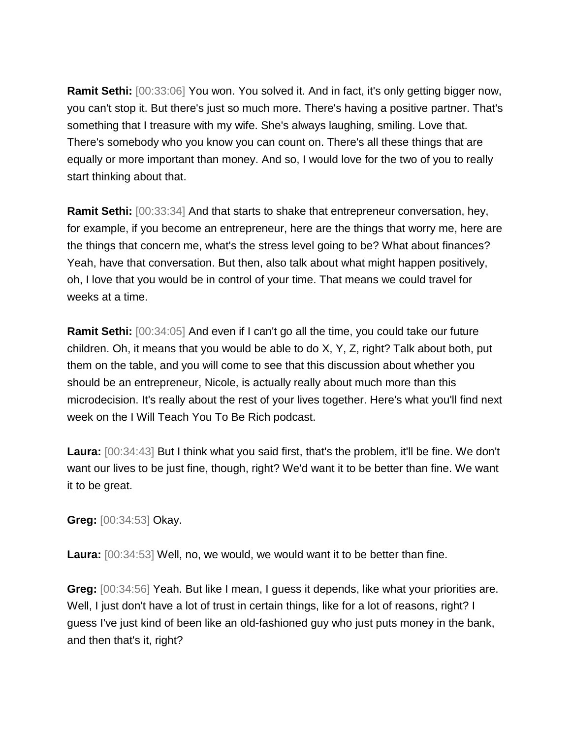**Ramit Sethi:** [00:33:06] You won. You solved it. And in fact, it's only getting bigger now, you can't stop it. But there's just so much more. There's having a positive partner. That's something that I treasure with my wife. She's always laughing, smiling. Love that. There's somebody who you know you can count on. There's all these things that are equally or more important than money. And so, I would love for the two of you to really start thinking about that.

**Ramit Sethi:** [00:33:34] And that starts to shake that entrepreneur conversation, hey, for example, if you become an entrepreneur, here are the things that worry me, here are the things that concern me, what's the stress level going to be? What about finances? Yeah, have that conversation. But then, also talk about what might happen positively, oh, I love that you would be in control of your time. That means we could travel for weeks at a time.

**Ramit Sethi:** [00:34:05] And even if I can't go all the time, you could take our future children. Oh, it means that you would be able to do X, Y, Z, right? Talk about both, put them on the table, and you will come to see that this discussion about whether you should be an entrepreneur, Nicole, is actually really about much more than this microdecision. It's really about the rest of your lives together. Here's what you'll find next week on the I Will Teach You To Be Rich podcast.

**Laura:** [00:34:43] But I think what you said first, that's the problem, it'll be fine. We don't want our lives to be just fine, though, right? We'd want it to be better than fine. We want it to be great.

**Greg:** [00:34:53] Okay.

**Laura:** [00:34:53] Well, no, we would, we would want it to be better than fine.

**Greg:** [00:34:56] Yeah. But like I mean, I guess it depends, like what your priorities are. Well, I just don't have a lot of trust in certain things, like for a lot of reasons, right? I guess I've just kind of been like an old-fashioned guy who just puts money in the bank, and then that's it, right?